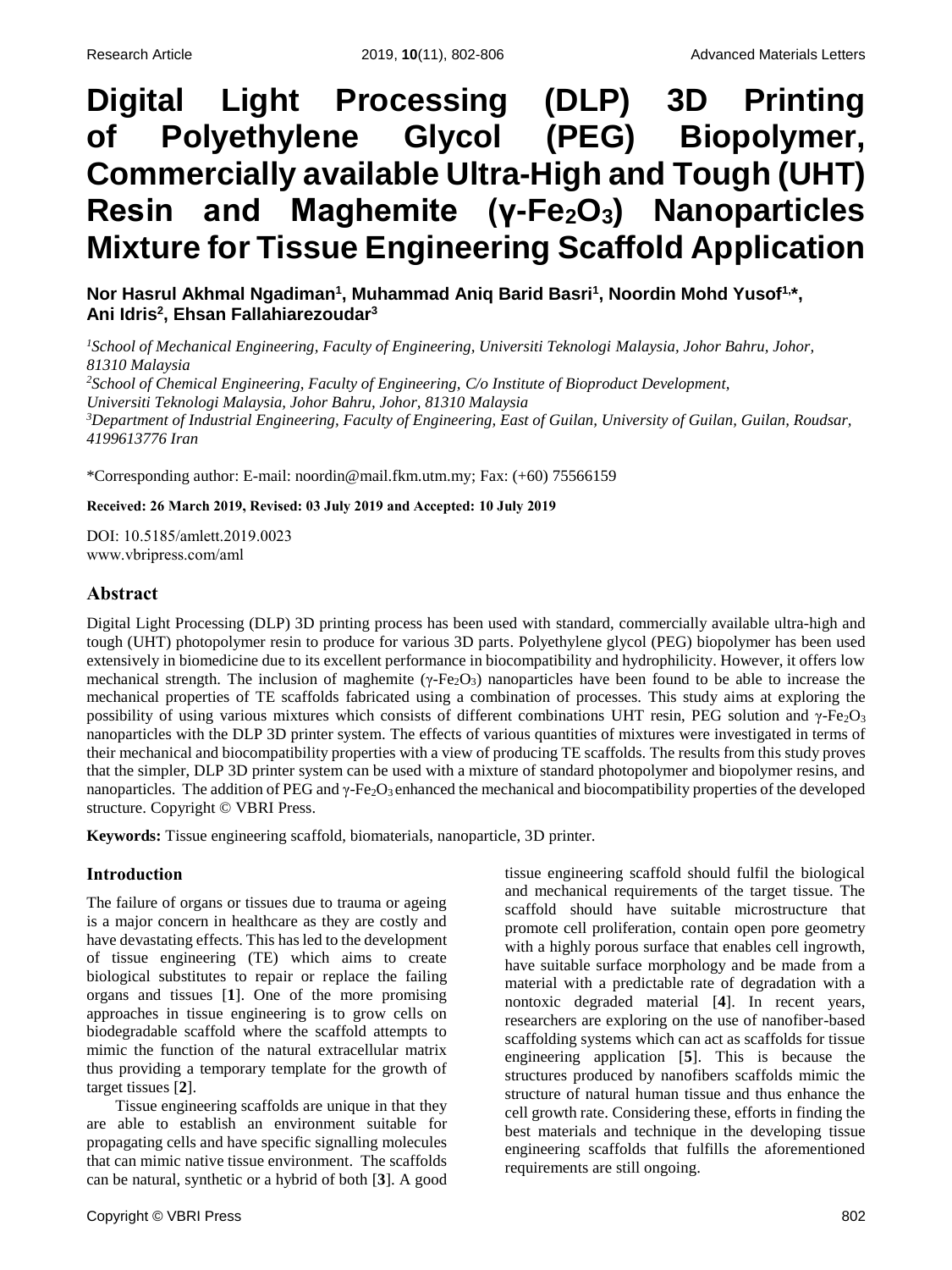# Digital Light Processing (DLP) 3D Printing of Polyethylene Glycol (PEG) Biopolymer, Commercially available Ultra-High and Tough (UHT) Resin and Maghemite ($\gamma$-$Fe_2O_3$) Nanoparticles Mixture for Tissue Engineering Scaffold Application

**Nor Hasrul Akhmal Ngadiman[1], Muhammad Aniq Barid Basri[1], Noordin Mohd Yusof[1,*], Ani Idris[2], Ehsan Fallahiarezoudar[3]**

[1]*School of Mechanical Engineering, Faculty of Engineering, Universiti Teknologi Malaysia, Johor Bahru, Johor, 81310 Malaysia*
[2]*School of Chemical Engineering, Faculty of Engineering, C/o Institute of Bioproduct Development, Universiti Teknologi Malaysia, Johor Bahru, Johor, 81310 Malaysia*
[3]*Department of Industrial Engineering, Faculty of Engineering, East of Guilan, University of Guilan, Guilan, Roudsar, 4199613776 Iran*

*Corresponding author: E-mail: noordin@mail.fkm.utm.my; Fax: (+60) 75566159

**Received: 26 March 2019, Revised: 03 July 2019 and Accepted: 10 July 2019**

DOI: 10.5185/amlett.2019.0023
www.vbripress.com/aml

## Abstract

Digital Light Processing (DLP) 3D printing process has been used with standard, commercially available ultra-high and tough (UHT) photopolymer resin to produce for various 3D parts. Polyethylene glycol (PEG) biopolymer has been used extensively in biomedicine due to its excellent performance in biocompatibility and hydrophilicity. However, it offers low mechanical strength. The inclusion of maghemite ($\gamma$-$Fe_2O_3$) nanoparticles have been found to be able to increase the mechanical properties of TE scaffolds fabricated using a combination of processes. This study aims at exploring the possibility of using various mixtures which consists of different combinations UHT resin, PEG solution and $\gamma$-$Fe_2O_3$ nanoparticles with the DLP 3D printer system. The effects of various quantities of mixtures were investigated in terms of their mechanical and biocompatibility properties with a view of producing TE scaffolds. The results from this study proves that the simpler, DLP 3D printer system can be used with a mixture of standard photopolymer and biopolymer resins, and nanoparticles. The addition of PEG and $\gamma$-$Fe_2O_3$ enhanced the mechanical and biocompatibility properties of the developed structure. Copyright © VBRI Press.

**Keywords:** Tissue engineering scaffold, biomaterials, nanoparticle, 3D printer.

## Introduction

The failure of organs or tissues due to trauma or ageing is a major concern in healthcare as they are costly and have devastating effects. This has led to the development of tissue engineering (TE) which aims to create biological substitutes to repair or replace the failing organs and tissues [**1**]. One of the more promising approaches in tissue engineering is to grow cells on biodegradable scaffold where the scaffold attempts to mimic the function of the natural extracellular matrix thus providing a temporary template for the growth of target tissues [**2**].

Tissue engineering scaffolds are unique in that they are able to establish an environment suitable for propagating cells and have specific signalling molecules that can mimic native tissue environment. The scaffolds can be natural, synthetic or a hybrid of both [**3**]. A good tissue engineering scaffold should fulfil the biological and mechanical requirements of the target tissue. The scaffold should have suitable microstructure that promote cell proliferation, contain open pore geometry with a highly porous surface that enables cell ingrowth, have suitable surface morphology and be made from a material with a predictable rate of degradation with a nontoxic degraded material [**4**]. In recent years, researchers are exploring on the use of nanofiber-based scaffolding systems which can act as scaffolds for tissue engineering application [**5**]. This is because the structures produced by nanofibers scaffolds mimic the structure of natural human tissue and thus enhance the cell growth rate. Considering these, efforts in finding the best materials and technique in the developing tissue engineering scaffolds that fulfills the aforementioned requirements are still ongoing.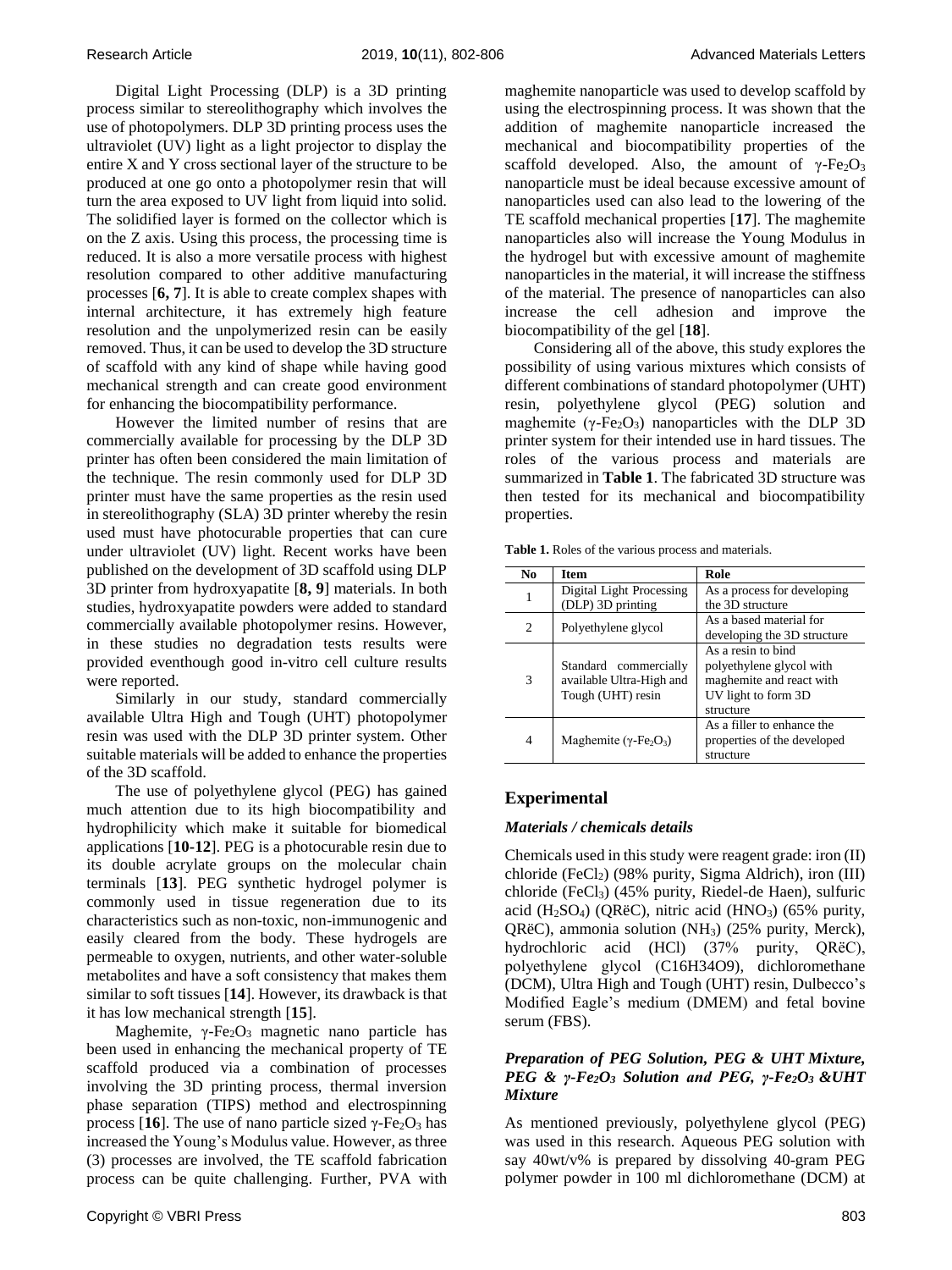Digital Light Processing (DLP) is a 3D printing process similar to stereolithography which involves the use of photopolymers. DLP 3D printing process uses the ultraviolet (UV) light as a light projector to display the entire X and Y cross sectional layer of the structure to be produced at one go onto a photopolymer resin that will turn the area exposed to UV light from liquid into solid. The solidified layer is formed on the collector which is on the Z axis. Using this process, the processing time is reduced. It is also a more versatile process with highest resolution compared to other additive manufacturing processes [**6, 7**]. It is able to create complex shapes with internal architecture, it has extremely high feature resolution and the unpolymerized resin can be easily removed. Thus, it can be used to develop the 3D structure of scaffold with any kind of shape while having good mechanical strength and can create good environment for enhancing the biocompatibility performance.

However the limited number of resins that are commercially available for processing by the DLP 3D printer has often been considered the main limitation of the technique. The resin commonly used for DLP 3D printer must have the same properties as the resin used in stereolithography (SLA) 3D printer whereby the resin used must have photocurable properties that can cure under ultraviolet (UV) light. Recent works have been published on the development of 3D scaffold using DLP 3D printer from hydroxyapatite [**8, 9**] materials. In both studies, hydroxyapatite powders were added to standard commercially available photopolymer resins. However, in these studies no degradation tests results were provided eventhough good in-vitro cell culture results were reported.

Similarly in our study, standard commercially available Ultra High and Tough (UHT) photopolymer resin was used with the DLP 3D printer system. Other suitable materials will be added to enhance the properties of the 3D scaffold.

The use of polyethylene glycol (PEG) has gained much attention due to its high biocompatibility and hydrophilicity which make it suitable for biomedical applications [**10-12**]. PEG is a photocurable resin due to its double acrylate groups on the molecular chain terminals [**13**]. PEG synthetic hydrogel polymer is commonly used in tissue regeneration due to its characteristics such as non-toxic, non-immunogenic and easily cleared from the body. These hydrogels are permeable to oxygen, nutrients, and other water-soluble metabolites and have a soft consistency that makes them similar to soft tissues [**14**]. However, its drawback is that it has low mechanical strength [**15**].

Maghemite, γ-$Fe_2O_3$ magnetic nano particle has been used in enhancing the mechanical property of TE scaffold produced via a combination of processes involving the 3D printing process, thermal inversion phase separation (TIPS) method and electrospinning process [**16**]. The use of nano particle sized γ-$Fe_2O_3$ has increased the Young's Modulus value. However, as three (3) processes are involved, the TE scaffold fabrication process can be quite challenging. Further, PVA with maghemite nanoparticle was used to develop scaffold by using the electrospinning process. It was shown that the addition of maghemite nanoparticle increased the mechanical and biocompatibility properties of the scaffold developed. Also, the amount of γ-$Fe_2O_3$ nanoparticle must be ideal because excessive amount of nanoparticles used can also lead to the lowering of the TE scaffold mechanical properties [**17**]. The maghemite nanoparticles also will increase the Young Modulus in the hydrogel but with excessive amount of maghemite nanoparticles in the material, it will increase the stiffness of the material. The presence of nanoparticles can also increase the cell adhesion and improve the biocompatibility of the gel [**18**].

Considering all of the above, this study explores the possibility of using various mixtures which consists of different combinations of standard photopolymer (UHT) resin, polyethylene glycol (PEG) solution and maghemite (γ-$Fe_2O_3$) nanoparticles with the DLP 3D printer system for their intended use in hard tissues. The roles of the various process and materials are summarized in **Table 1**. The fabricated 3D structure was then tested for its mechanical and biocompatibility properties.

**Table 1.** Roles of the various process and materials.

| No | Item | Role |
|---|---|---|
| 1 | Digital Light Processing (DLP) 3D printing | As a process for developing the 3D structure |
| 2 | Polyethylene glycol | As a based material for developing the 3D structure |
| 3 | Standard commercially available Ultra-High and Tough (UHT) resin | As a resin to bind polyethylene glycol with maghemite and react with UV light to form 3D structure |
| 4 | Maghemite (γ-$Fe_2O_3$) | As a filler to enhance the properties of the developed structure |

## Experimental

### *Materials / chemicals details*

Chemicals used in this study were reagent grade: iron (II) chloride ($FeCl_2$) (98% purity, Sigma Aldrich), iron (III) chloride ($FeCl_3$) (45% purity, Riedel-de Haen), sulfuric acid ($H_2SO_4$) (QRëC), nitric acid ($HNO_3$) (65% purity, QRëC), ammonia solution ($NH_3$) (25% purity, Merck), hydrochloric acid (HCl) (37% purity, QRëC), polyethylene glycol (C16H34O9), dichloromethane (DCM), Ultra High and Tough (UHT) resin, Dulbecco's Modified Eagle's medium (DMEM) and fetal bovine serum (FBS).

### *Preparation of PEG Solution, PEG & UHT Mixture, PEG & γ-$Fe_2O_3$ Solution and PEG, γ-$Fe_2O_3$ &UHT Mixture*

As mentioned previously, polyethylene glycol (PEG) was used in this research. Aqueous PEG solution with say 40wt/v% is prepared by dissolving 40-gram PEG polymer powder in 100 ml dichloromethane (DCM) at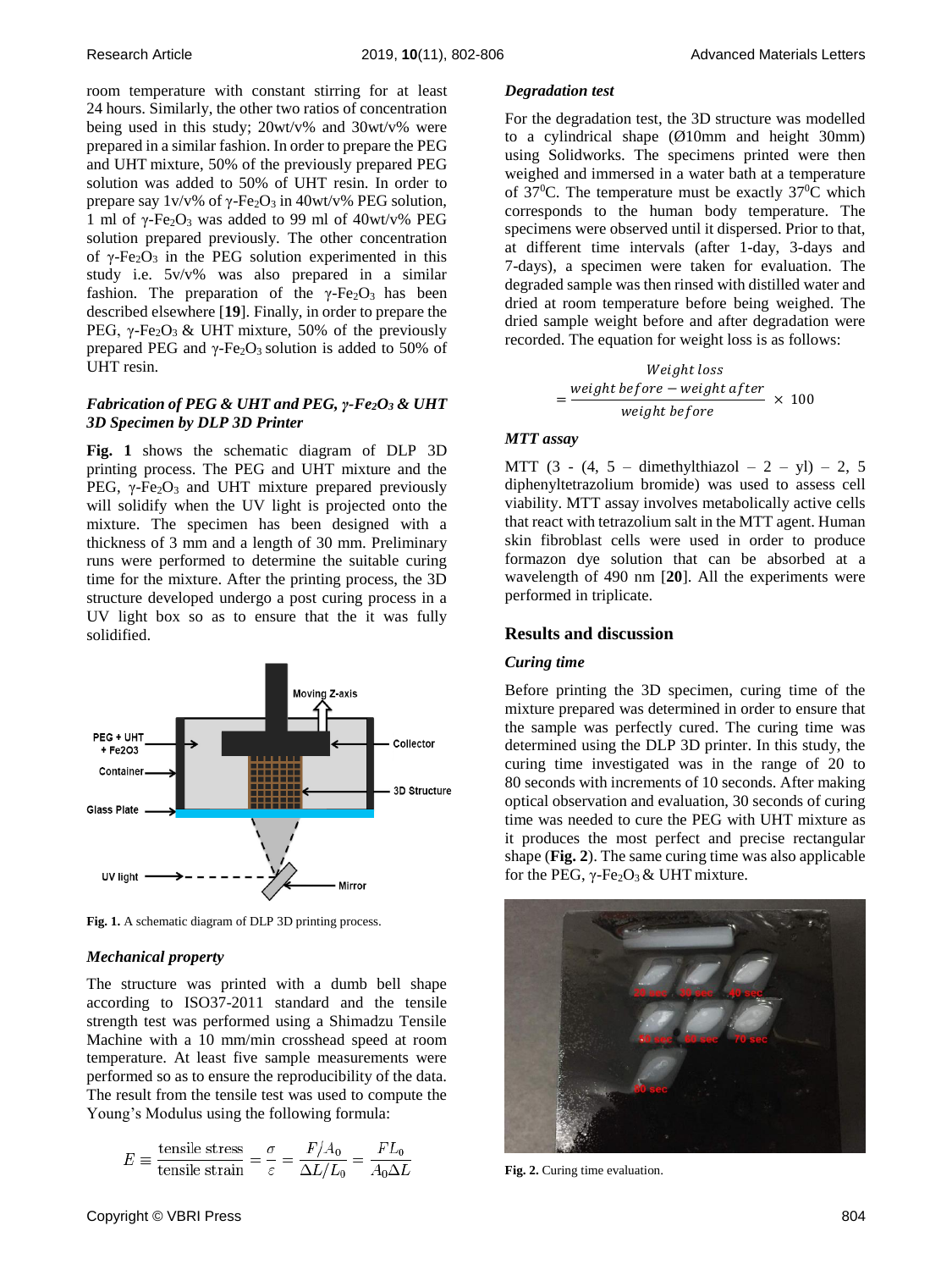room temperature with constant stirring for at least 24 hours. Similarly, the other two ratios of concentration being used in this study; 20wt/v% and 30wt/v% were prepared in a similar fashion. In order to prepare the PEG and UHT mixture, 50% of the previously prepared PEG solution was added to 50% of UHT resin. In order to prepare say 1v/v% of $\gamma$-$Fe_2O_3$ in 40wt/v% PEG solution, 1 ml of $\gamma$-$Fe_2O_3$ was added to 99 ml of 40wt/v% PEG solution prepared previously. The other concentration of $\gamma$-$Fe_2O_3$ in the PEG solution experimented in this study i.e. 5v/v% was also prepared in a similar fashion. The preparation of the $\gamma$-$Fe_2O_3$ has been described elsewhere [**19**]. Finally, in order to prepare the PEG, $\gamma$-$Fe_2O_3$ & UHT mixture, 50% of the previously prepared PEG and $\gamma$-$Fe_2O_3$ solution is added to 50% of UHT resin.

### *Fabrication of PEG & UHT and PEG, γ-Fe₂O₃ & UHT 3D Specimen by DLP 3D Printer*

**Fig. 1** shows the schematic diagram of DLP 3D printing process. The PEG and UHT mixture and the PEG, $\gamma$-$Fe_2O_3$ and UHT mixture prepared previously will solidify when the UV light is projected onto the mixture. The specimen has been designed with a thickness of 3 mm and a length of 30 mm. Preliminary runs were performed to determine the suitable curing time for the mixture. After the printing process, the 3D structure developed undergo a post curing process in a UV light box so as to ensure that the it was fully solidified.

**Fig. 1.** A schematic diagram of DLP 3D printing process.

### *Mechanical property*

The structure was printed with a dumb bell shape according to ISO37-2011 standard and the tensile strength test was performed using a Shimadzu Tensile Machine with a 10 mm/min crosshead speed at room temperature. At least five sample measurements were performed so as to ensure the reproducibility of the data. The result from the tensile test was used to compute the Young's Modulus using the following formula:

$$E \equiv \frac{\text{tensile stress}}{\text{tensile strain}} = \frac{\sigma}{\varepsilon} = \frac{F/A_0}{\Delta L/L_0} = \frac{FL_0}{A_0 \Delta L}$$

### *Degradation test*

For the degradation test, the 3D structure was modelled to a cylindrical shape (Ø10mm and height 30mm) using Solidworks. The specimens printed were then weighed and immersed in a water bath at a temperature of $37^0$C. The temperature must be exactly $37^0$C which corresponds to the human body temperature. The specimens were observed until it dispersed. Prior to that, at different time intervals (after 1-day, 3-days and 7-days), a specimen were taken for evaluation. The degraded sample was then rinsed with distilled water and dried at room temperature before being weighed. The dried sample weight before and after degradation were recorded. The equation for weight loss is as follows:

$$\textit{Weight loss} = \frac{\textit{weight before} - \textit{weight after}}{\textit{weight before}} \times 100$$

### *MTT assay*

MTT (3 - (4, 5 – dimethylthiazol – 2 – yl) – 2, 5 diphenyltetrazolium bromide) was used to assess cell viability. MTT assay involves metabolically active cells that react with tetrazolium salt in the MTT agent. Human skin fibroblast cells were used in order to produce formazon dye solution that can be absorbed at a wavelength of 490 nm [**20**]. All the experiments were performed in triplicate.

## Results and discussion

### *Curing time*

Before printing the 3D specimen, curing time of the mixture prepared was determined in order to ensure that the sample was perfectly cured. The curing time was determined using the DLP 3D printer. In this study, the curing time investigated was in the range of 20 to 80 seconds with increments of 10 seconds. After making optical observation and evaluation, 30 seconds of curing time was needed to cure the PEG with UHT mixture as it produces the most perfect and precise rectangular shape (**Fig. 2**). The same curing time was also applicable for the PEG, $\gamma$-$Fe_2O_3$ & UHT mixture.

**Fig. 2.** Curing time evaluation.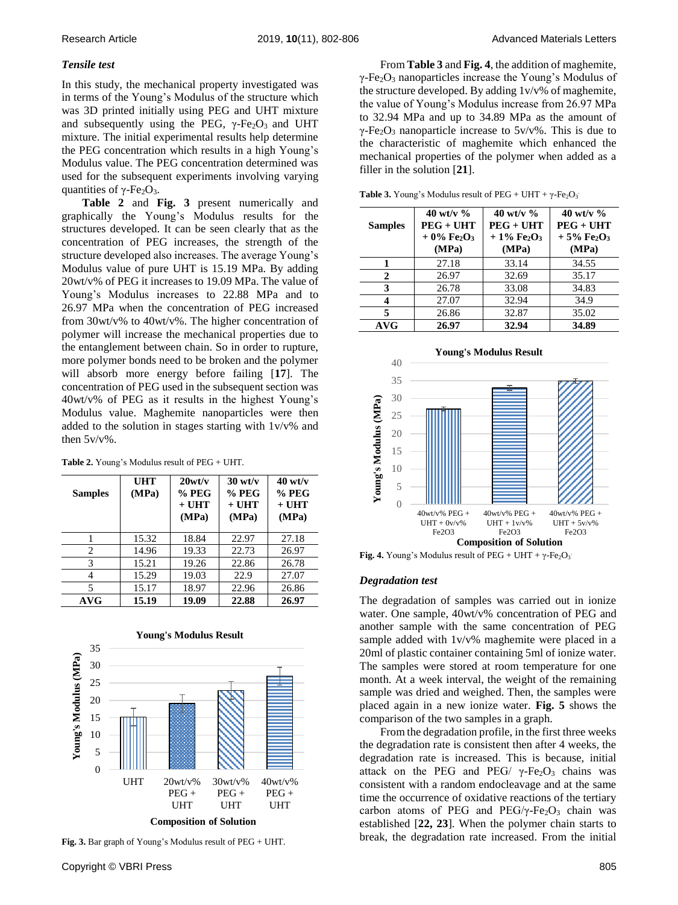### *Tensile test*

In this study, the mechanical property investigated was in terms of the Young's Modulus of the structure which was 3D printed initially using PEG and UHT mixture and subsequently using the PEG, γ-$Fe_2O_3$ and UHT mixture. The initial experimental results help determine the PEG concentration which results in a high Young's Modulus value. The PEG concentration determined was used for the subsequent experiments involving varying quantities of γ-$Fe_2O_3$.

**Table 2** and **Fig. 3** present numerically and graphically the Young's Modulus results for the structures developed. It can be seen clearly that as the concentration of PEG increases, the strength of the structure developed also increases. The average Young's Modulus value of pure UHT is 15.19 MPa. By adding 20wt/v% of PEG it increases to 19.09 MPa. The value of Young's Modulus increases to 22.88 MPa and to 26.97 MPa when the concentration of PEG increased from 30wt/v% to 40wt/v%. The higher concentration of polymer will increase the mechanical properties due to the entanglement between chain. So in order to rupture, more polymer bonds need to be broken and the polymer will absorb more energy before failing [**17**]. The concentration of PEG used in the subsequent section was 40wt/v% of PEG as it results in the highest Young's Modulus value. Maghemite nanoparticles were then added to the solution in stages starting with 1v/v% and then 5v/v%.

**Table 2.** Young's Modulus result of PEG + UHT.

| Samples | UHT (MPa) | 20wt/v % PEG + UHT (MPa) | 30 wt/v % PEG + UHT (MPa) | 40 wt/v % PEG + UHT (MPa) |
|---|---|---|---|---|
| 1 | 15.32 | 18.84 | 22.97 | 27.18 |
| 2 | 14.96 | 19.33 | 22.73 | 26.97 |
| 3 | 15.21 | 19.26 | 22.86 | 26.78 |
| 4 | 15.29 | 19.03 | 22.9 | 27.07 |
| 5 | 15.17 | 18.97 | 22.96 | 26.86 |
| **AVG** | **15.19** | **19.09** | **22.88** | **26.97** |

**Fig. 3.** Bar graph of Young's Modulus result of PEG + UHT.

From **Table 3** and **Fig. 4**, the addition of maghemite, γ-$Fe_2O_3$ nanoparticles increase the Young's Modulus of the structure developed. By adding 1v/v% of maghemite, the value of Young's Modulus increase from 26.97 MPa to 32.94 MPa and up to 34.89 MPa as the amount of γ-$Fe_2O_3$ nanoparticle increase to 5v/v%. This is due to the characteristic of maghemite which enhanced the mechanical properties of the polymer when added as a filler in the solution [**21**].

**Table 3.** Young's Modulus result of PEG + UHT + γ-$Fe_2O_3$.

| Samples | 40 wt/v % PEG + UHT + 0% $Fe_2O_3$ (MPa) | 40 wt/v % PEG + UHT + 1% $Fe_2O_3$ (MPa) | 40 wt/v % PEG + UHT + 5% $Fe_2O_3$ (MPa) |
|---|---|---|---|
| 1 | 27.18 | 33.14 | 34.55 |
| 2 | 26.97 | 32.69 | 35.17 |
| 3 | 26.78 | 33.08 | 34.83 |
| 4 | 27.07 | 32.94 | 34.9 |
| 5 | 26.86 | 32.87 | 35.02 |
| **AVG** | **26.97** | **32.94** | **34.89** |

**Fig. 4.** Young's Modulus result of PEG + UHT + γ-$Fe_2O_3$.

### *Degradation test*

The degradation of samples was carried out in ionize water. One sample, 40wt/v% concentration of PEG and another sample with the same concentration of PEG sample added with 1v/v% maghemite were placed in a 20ml of plastic container containing 5ml of ionize water. The samples were stored at room temperature for one month. At a week interval, the weight of the remaining sample was dried and weighed. Then, the samples were placed again in a new ionize water. **Fig. 5** shows the comparison of the two samples in a graph.

From the degradation profile, in the first three weeks the degradation rate is consistent then after 4 weeks, the degradation rate is increased. This is because, initial attack on the PEG and PEG/ γ-$Fe_2O_3$ chains was consistent with a random endocleavage and at the same time the occurrence of oxidative reactions of the tertiary carbon atoms of PEG and PEG/γ-$Fe_2O_3$ chain was established [**22, 23**]. When the polymer chain starts to break, the degradation rate increased. From the initial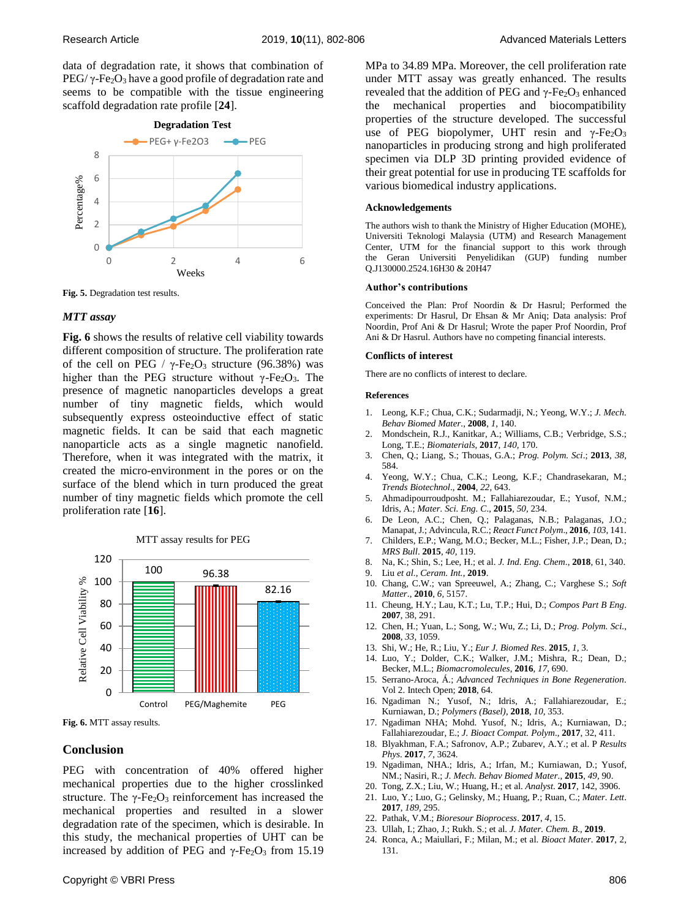data of degradation rate, it shows that combination of PEG/ $\gamma$-$Fe_2O_3$ have a good profile of degradation rate and seems to be compatible with the tissue engineering scaffold degradation rate profile [**24**].

Degradation Test

PEG+ γ-Fe2O3

PEG

Percentage%

8

6

4

2

0

0

2

4

6

Weeks

**Fig. 5.** Degradation test results.

### *MTT assay*

**Fig. 6** shows the results of relative cell viability towards different composition of structure. The proliferation rate of the cell on PEG / $\gamma$-$Fe_2O_3$ structure (96.38%) was higher than the PEG structure without $\gamma$-$Fe_2O_3$. The presence of magnetic nanoparticles develops a great number of tiny magnetic fields, which would subsequently express osteoinductive effect of static magnetic fields. It can be said that each magnetic nanoparticle acts as a single magnetic nanofield. Therefore, when it was integrated with the matrix, it created the micro-environment in the pores or on the surface of the blend which in turn produced the great number of tiny magnetic fields which promote the cell proliferation rate [**16**].

MTT assay results for PEG

Relative Cell Viability %

120

100

80

60

40

20

0

100

96.38

82.16

Control

PEG/Maghemite

PEG

**Fig. 6.** MTT assay results.

## Conclusion

PEG with concentration of 40% offered higher mechanical properties due to the higher crosslinked structure. The $\gamma$-$Fe_2O_3$ reinforcement has increased the mechanical properties and resulted in a slower degradation rate of the specimen, which is desirable. In this study, the mechanical properties of UHT can be increased by addition of PEG and $\gamma$-$Fe_2O_3$ from 15.19 MPa to 34.89 MPa. Moreover, the cell proliferation rate under MTT assay was greatly enhanced. The results revealed that the addition of PEG and $\gamma$-$Fe_2O_3$ enhanced the mechanical properties and biocompatibility properties of the structure developed. The successful use of PEG biopolymer, UHT resin and $\gamma$-$Fe_2O_3$ nanoparticles in producing strong and high proliferated specimen via DLP 3D printing provided evidence of their great potential for use in producing TE scaffolds for various biomedical industry applications.

### Acknowledgements

The authors wish to thank the Ministry of Higher Education (MOHE), Universiti Teknologi Malaysia (UTM) and Research Management Center, UTM for the financial support to this work through the Geran Universiti Penyelidikan (GUP) funding number Q.J130000.2524.16H30 & 20H47

### Author's contributions

Conceived the Plan: Prof Noordin & Dr Hasrul; Performed the experiments: Dr Hasrul, Dr Ehsan & Mr Aniq; Data analysis: Prof Noordin, Prof Ani & Dr Hasrul; Wrote the paper Prof Noordin, Prof Ani & Dr Hasrul. Authors have no competing financial interests.

### Conflicts of interest

There are no conflicts of interest to declare.

### References

1. Leong, K.F.; Chua, C.K.; Sudarmadji, N.; Yeong, W.Y.; *J. Mech. Behav Biomed Mater.*, **2008**, *1*, 140.
2. Mondschein, R.J., Kanitkar, A.; Williams, C.B.; Verbridge, S.S.; Long, T.E.; *Biomaterials*, **2017**, *140*, 170.
3. Chen, Q.; Liang, S.; Thouas, G.A.; *Prog. Polym. Sci.*; **2013**, *38*, 584.
4. Yeong, W.Y.; Chua, C.K.; Leong, K.F.; Chandrasekaran, M.; *Trends Biotechnol.*, **2004**, *22*, 643.
5. Ahmadipourroudposht. M.; Fallahiarezoudar, E.; Yusof, N.M.; Idris, A.; *Mater. Sci. Eng. C.*, **2015**, *50*, 234.
6. De Leon, A.C.; Chen, Q.; Palaganas, N.B.; Palaganas, J.O.; Manapat, J.; Advincula, R.C.; *React Funct Polym.*, **2016**, *103*, 141.
7. Childers, E.P.; Wang, M.O.; Becker, M.L.; Fisher, J.P.; Dean, D.; *MRS Bull*. **2015**, *40*, 119.
8. Na, K.; Shin, S.; Lee, H.; et al. *J. Ind. Eng. Chem.*, **2018**, 61, 340.
9. Liu *et al.*, *Ceram. Int.*, **2019**.
10. Chang, C.W.; van Spreeuwel, A.; Zhang, C.; Varghese S.; *Soft Matter.*, **2010**, *6*, 5157.
11. Cheung, H.Y.; Lau, K.T.; Lu, T.P.; Hui, D.; *Compos Part B Eng*. **2007**, 38, 291.
12. Chen, H.; Yuan, L.; Song, W.; Wu, Z.; Li, D.; *Prog. Polym. Sci.*, **2008**, *33*, 1059.
13. Shi, W.; He, R.; Liu, Y.; *Eur J. Biomed Res*. **2015**, *1*, 3.
14. Luo, Y.; Dolder, C.K.; Walker, J.M.; Mishra, R.; Dean, D.; Becker, M.L.; *Biomacromolecules*, **2016**, *17*, 690.
15. Serrano-Aroca, Á.; *Advanced Techniques in Bone Regeneration*. Vol 2. Intech Open; **2018**, 64.
16. Ngadiman N.; Yusof, N.; Idris, A.; Fallahiarezoudar, E.; Kurniawan, D.; *Polymers (Basel)*, **2018**, *10*, 353.
17. Ngadiman NHA; Mohd. Yusof, N.; Idris, A.; Kurniawan, D.; Fallahiarezoudar, E.; *J. Bioact Compat. Polym*., **2017**, 32, 411.
18. Blyakhman, F.A.; Safronov, A.P.; Zubarev, A.Y.; et al. P *Results Phys*. **2017**, *7*, 3624.
19. Ngadiman, NHA.; Idris, A.; Irfan, M.; Kurniawan, D.; Yusof, NM.; Nasiri, R.; *J. Mech. Behav Biomed Mater.*, **2015**, *49*, 90.
20. Tong, Z.X.; Liu, W.; Huang, H.; et al. *Analyst*. **2017**, 142, 3906.
21. Luo, Y.; Luo, G.; Gelinsky, M.; Huang, P.; Ruan, C.; *Mater. Lett*. **2017**, *189*, 295.
22. Pathak, V.M.; *Bioresour Bioprocess*. **2017**, *4*, 15.
23. Ullah, I.; Zhao, J.; Rukh. S.; et al. *J. Mater. Chem. B.*, **2019**.
24. Ronca, A.; Maiullari, F.; Milan, M.; et al. *Bioact Mater*. **2017**, 2, 131.